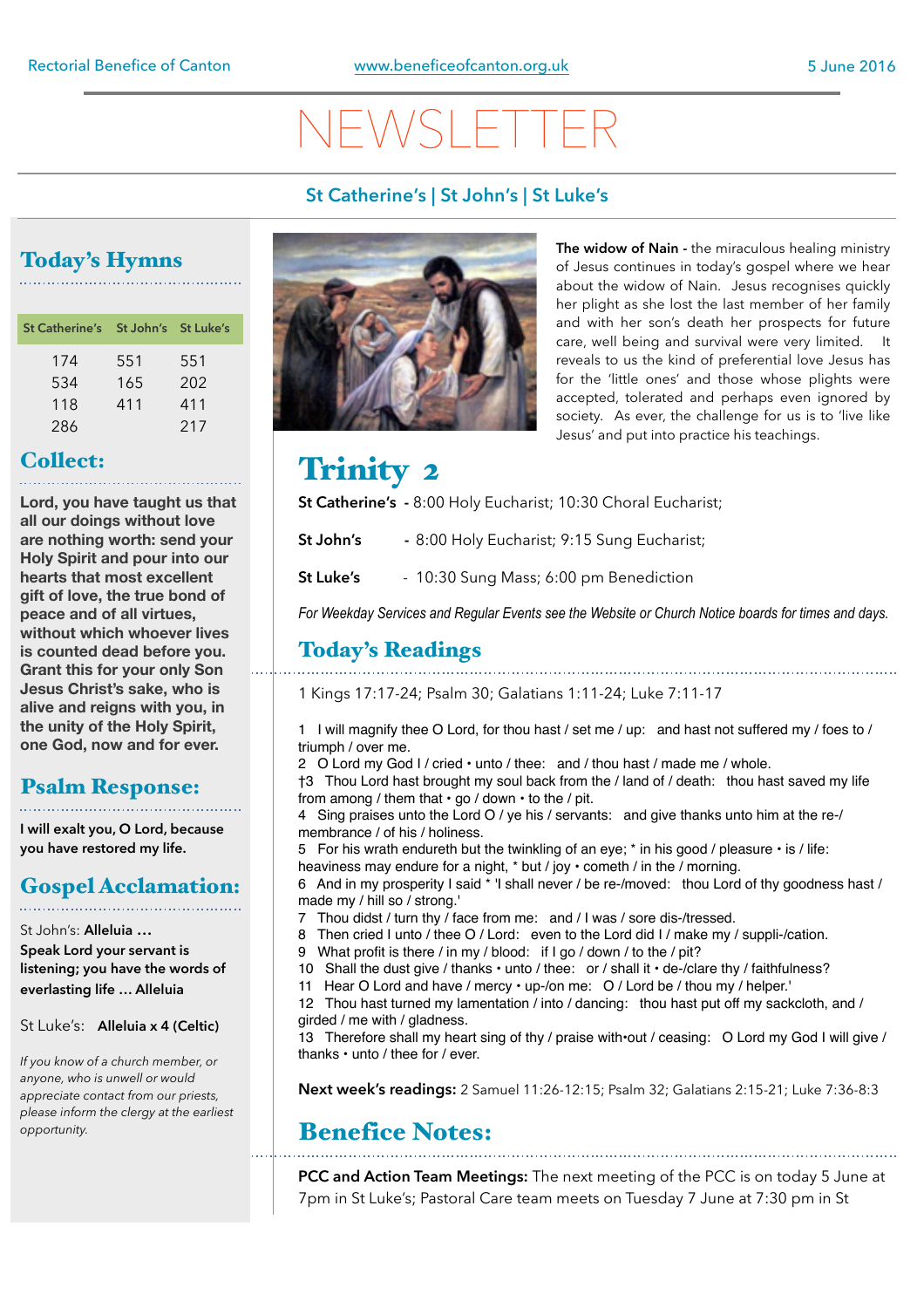Rectorial Benefice of Canton www.beneficeofcanton.org.uk 5 June 2016

# NEWSLETTER

**St Catherine's | St John's | St Luke's**

## Today's Hymns

| St Catherine's | St John's | St Luke's |
|---|---|---|
| 174 | 551 | 551 |
| 534 | 165 | 202 |
| 118 | 411 | 411 |
| 286 | | 217 |

## Collect:

**Lord, you have taught us that all our doings without love are nothing worth: send your Holy Spirit and pour into our hearts that most excellent gift of love, the true bond of peace and of all virtues, without which whoever lives is counted dead before you. Grant this for your only Son Jesus Christ's sake, who is alive and reigns with you, in the unity of the Holy Spirit, one God, now and for ever.**

## Psalm Response:

**I will exalt you, O Lord, because you have restored my life.**

## Gospel Acclamation:

St John's: **Alleluia … Speak Lord your servant is listening; you have the words of everlasting life … Alleluia**

St Luke's: **Alleluia x 4 (Celtic)**

*If you know of a church member, or anyone, who is unwell or would appreciate contact from our priests, please inform the clergy at the earliest opportunity.*

**The widow of Nain -** the miraculous healing ministry of Jesus continues in today's gospel where we hear about the widow of Nain. Jesus recognises quickly her plight as she lost the last member of her family and with her son's death her prospects for future care, well being and survival were very limited. It reveals to us the kind of preferential love Jesus has for the 'little ones' and those whose plights were accepted, tolerated and perhaps even ignored by society. As ever, the challenge for us is to 'live like Jesus' and put into practice his teachings.

## Trinity 2

**St Catherine's** - 8:00 Holy Eucharist; 10:30 Choral Eucharist;

**St John's** - 8:00 Holy Eucharist; 9:15 Sung Eucharist;

**St Luke's** - 10:30 Sung Mass; 6:00 pm Benediction

*For Weekday Services and Regular Events see the Website or Church Notice boards for times and days.*

## Today's Readings

1 Kings 17:17-24; Psalm 30; Galatians 1:11-24; Luke 7:11-17

1 I will magnify thee O Lord, for thou hast / set me / up: and hast not suffered my / foes to / triumph / over me.
2 O Lord my God I / cried • unto / thee: and / thou hast / made me / whole.
†3 Thou Lord hast brought my soul back from the / land of / death: thou hast saved my life from among / them that • go / down • to the / pit.
4 Sing praises unto the Lord O / ye his / servants: and give thanks unto him at the re-/ membrance / of his / holiness.
5 For his wrath endureth but the twinkling of an eye; * in his good / pleasure • is / life: heaviness may endure for a night, * but / joy • cometh / in the / morning.
6 And in my prosperity I said * 'I shall never / be re-/moved: thou Lord of thy goodness hast / made my / hill so / strong.'
7 Thou didst / turn thy / face from me: and / I was / sore dis-/tressed.
8 Then cried I unto / thee O / Lord: even to the Lord did I / make my / suppli-/cation.
9 What profit is there / in my / blood: if I go / down / to the / pit?
10 Shall the dust give / thanks • unto / thee: or / shall it • de-/clare thy / faithfulness?
11 Hear O Lord and have / mercy • up-/on me: O / Lord be / thou my / helper.'
12 Thou hast turned my lamentation / into / dancing: thou hast put off my sackcloth, and / girded / me with / gladness.
13 Therefore shall my heart sing of thy / praise with•out / ceasing: O Lord my God I will give / thanks • unto / thee for / ever.

**Next week's readings:** 2 Samuel 11:26-12:15; Psalm 32; Galatians 2:15-21; Luke 7:36-8:3

## Benefice Notes:

**PCC and Action Team Meetings:** The next meeting of the PCC is on today 5 June at 7pm in St Luke's; Pastoral Care team meets on Tuesday 7 June at 7:30 pm in St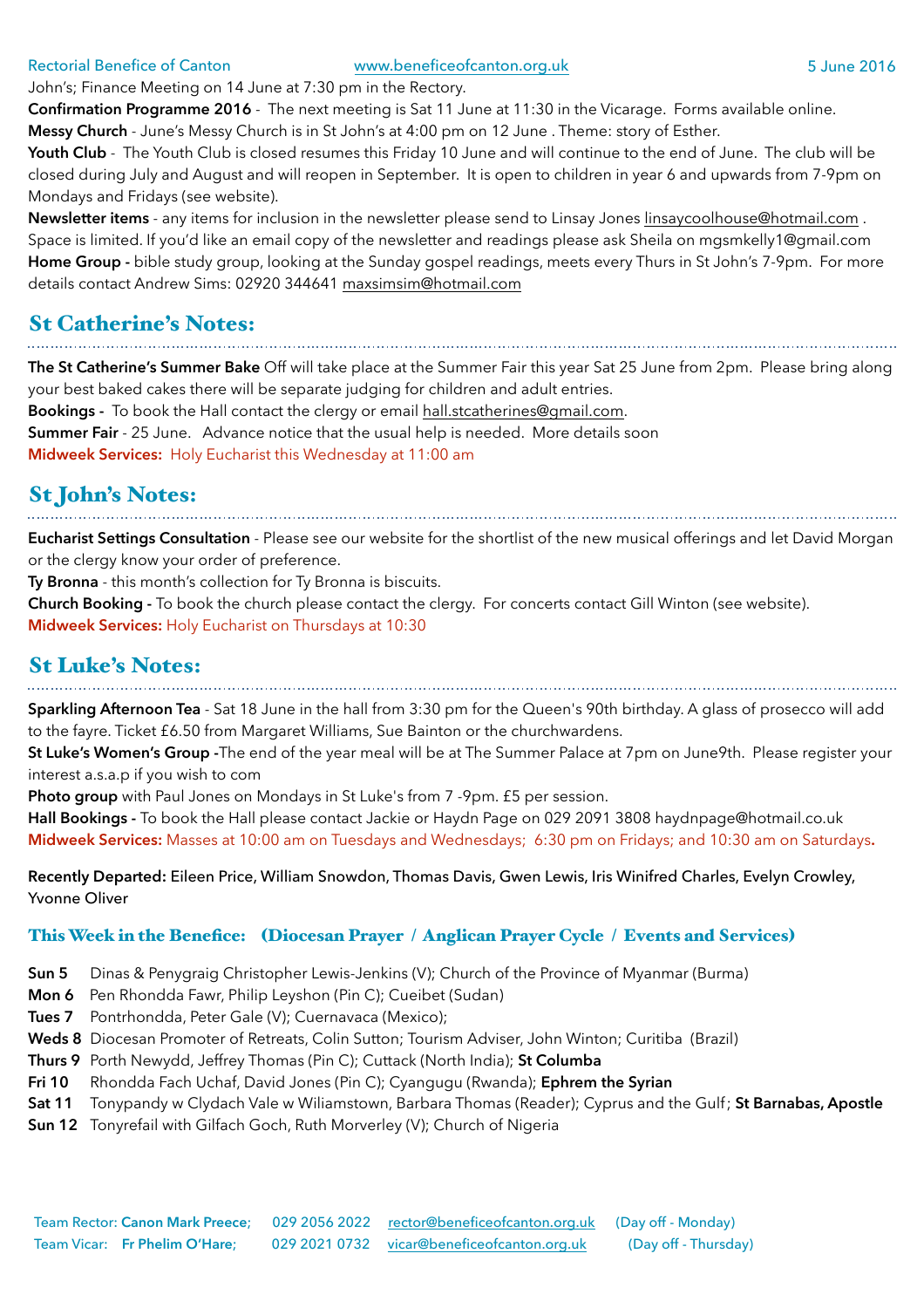John's; Finance Meeting on 14 June at 7:30 pm in the Rectory.

**Confirmation Programme 2016** - The next meeting is Sat 11 June at 11:30 in the Vicarage. Forms available online.

**Messy Church** - June's Messy Church is in St John's at 4:00 pm on 12 June . Theme: story of Esther.

**Youth Club** - The Youth Club is closed resumes this Friday 10 June and will continue to the end of June. The club will be closed during July and August and will reopen in September. It is open to children in year 6 and upwards from 7-9pm on Mondays and Fridays (see website).

**Newsletter items** - any items for inclusion in the newsletter please send to Linsay Jones linsaycoolhouse@hotmail.com . Space is limited. If you'd like an email copy of the newsletter and readings please ask Sheila on mgsmkelly1@gmail.com

**Home Group -** bible study group, looking at the Sunday gospel readings, meets every Thurs in St John's 7-9pm. For more details contact Andrew Sims: 02920 344641 maxsimsim@hotmail.com

## St Catherine's Notes:

**The St Catherine's Summer Bake** Off will take place at the Summer Fair this year Sat 25 June from 2pm. Please bring along your best baked cakes there will be separate judging for children and adult entries.

**Bookings -** To book the Hall contact the clergy or email hall.stcatherines@gmail.com.

**Summer Fair** - 25 June. Advance notice that the usual help is needed. More details soon

**Midweek Services:** Holy Eucharist this Wednesday at 11:00 am

## St John's Notes:

**Eucharist Settings Consultation** - Please see our website for the shortlist of the new musical offerings and let David Morgan or the clergy know your order of preference.

**Ty Bronna** - this month's collection for Ty Bronna is biscuits.

**Church Booking -** To book the church please contact the clergy. For concerts contact Gill Winton (see website).

**Midweek Services:** Holy Eucharist on Thursdays at 10:30

## St Luke's Notes:

**Sparkling Afternoon Tea** - Sat 18 June in the hall from 3:30 pm for the Queen's 90th birthday. A glass of prosecco will add to the fayre. Ticket £6.50 from Margaret Williams, Sue Bainton or the churchwardens.

**St Luke's Women's Group -**The end of the year meal will be at The Summer Palace at 7pm on June9th. Please register your interest a.s.a.p if you wish to com

**Photo group** with Paul Jones on Mondays in St Luke's from 7 -9pm. £5 per session.

**Hall Bookings -** To book the Hall please contact Jackie or Haydn Page on 029 2091 3808 haydnpage@hotmail.co.uk

**Midweek Services:** Masses at 10:00 am on Tuesdays and Wednesdays; 6:30 pm on Fridays; and 10:30 am on Saturdays**.**

**Recently Departed: Eileen Price, William Snowdon, Thomas Davis, Gwen Lewis, Iris Winifred Charles, Evelyn Crowley, Yvonne Oliver**

### This Week in the Benefice: (Diocesan Prayer / Anglican Prayer Cycle / Events and Services)

**Sun 5** Dinas & Penygraig Christopher Lewis-Jenkins (V); Church of the Province of Myanmar (Burma)
**Mon 6** Pen Rhondda Fawr, Philip Leyshon (Pin C); Cueibet (Sudan)
**Tues 7** Pontrhondda, Peter Gale (V); Cuernavaca (Mexico);
**Weds 8** Diocesan Promoter of Retreats, Colin Sutton; Tourism Adviser, John Winton; Curitiba (Brazil)
**Thurs 9** Porth Newydd, Jeffrey Thomas (Pin C); Cuttack (North India); **St Columba**
**Fri 10** Rhondda Fach Uchaf, David Jones (Pin C); Cyangugu (Rwanda); **Ephrem the Syrian**
**Sat 11** Tonypandy w Clydach Vale w Wiliamstown, Barbara Thomas (Reader); Cyprus and the Gulf; **St Barnabas, Apostle**
**Sun 12** Tonyrefail with Gilfach Goch, Ruth Morverley (V); Church of Nigeria

Team Rector: **Canon Mark Preece;** 029 2056 2022 rector@beneficeofcanton.org.uk (Day off - Monday)
Team Vicar: **Fr Phelim O'Hare;** 029 2021 0732 vicar@beneficeofcanton.org.uk (Day off - Thursday)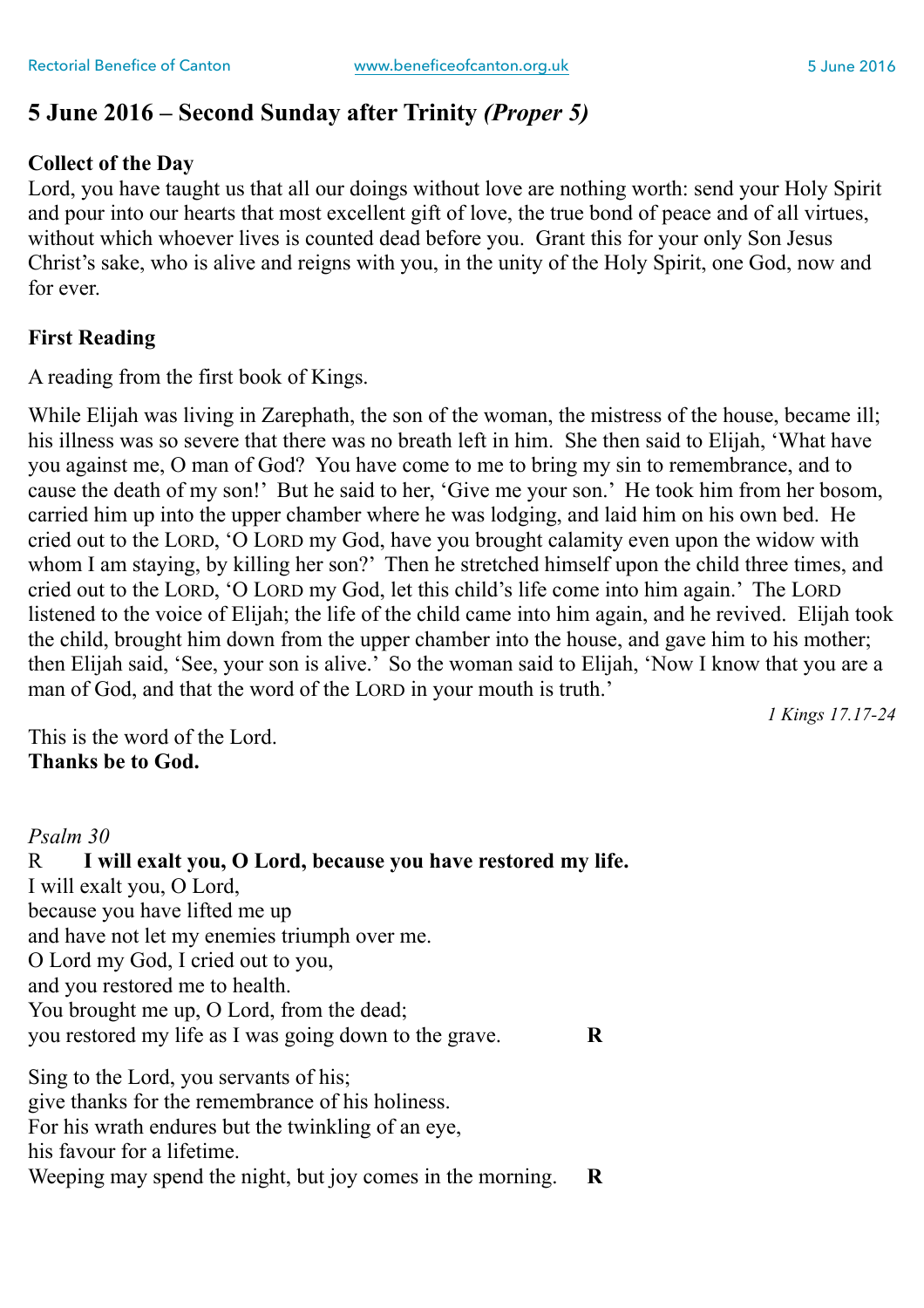## 5 June 2016 – Second Sunday after Trinity *(Proper 5)*

**Collect of the Day**
Lord, you have taught us that all our doings without love are nothing worth: send your Holy Spirit and pour into our hearts that most excellent gift of love, the true bond of peace and of all virtues, without which whoever lives is counted dead before you. Grant this for your only Son Jesus Christ's sake, who is alive and reigns with you, in the unity of the Holy Spirit, one God, now and for ever.

**First Reading**

A reading from the first book of Kings.

While Elijah was living in Zarephath, the son of the woman, the mistress of the house, became ill; his illness was so severe that there was no breath left in him. She then said to Elijah, 'What have you against me, O man of God? You have come to me to bring my sin to remembrance, and to cause the death of my son!' But he said to her, 'Give me your son.' He took him from her bosom, carried him up into the upper chamber where he was lodging, and laid him on his own bed. He cried out to the LORD, 'O LORD my God, have you brought calamity even upon the widow with whom I am staying, by killing her son?' Then he stretched himself upon the child three times, and cried out to the LORD, 'O LORD my God, let this child's life come into him again.' The LORD listened to the voice of Elijah; the life of the child came into him again, and he revived. Elijah took the child, brought him down from the upper chamber into the house, and gave him to his mother; then Elijah said, 'See, your son is alive.' So the woman said to Elijah, 'Now I know that you are a man of God, and that the word of the LORD in your mouth is truth.'

*1 Kings 17.17-24*

This is the word of the Lord.
**Thanks be to God.**

*Psalm 30*
R **I will exalt you, O Lord, because you have restored my life.**
I will exalt you, O Lord,
because you have lifted me up
and have not let my enemies triumph over me.
O Lord my God, I cried out to you,
and you restored me to health.
You brought me up, O Lord, from the dead;
you restored my life as I was going down to the grave. **R**

Sing to the Lord, you servants of his;
give thanks for the remembrance of his holiness.
For his wrath endures but the twinkling of an eye,
his favour for a lifetime.
Weeping may spend the night, but joy comes in the morning. **R**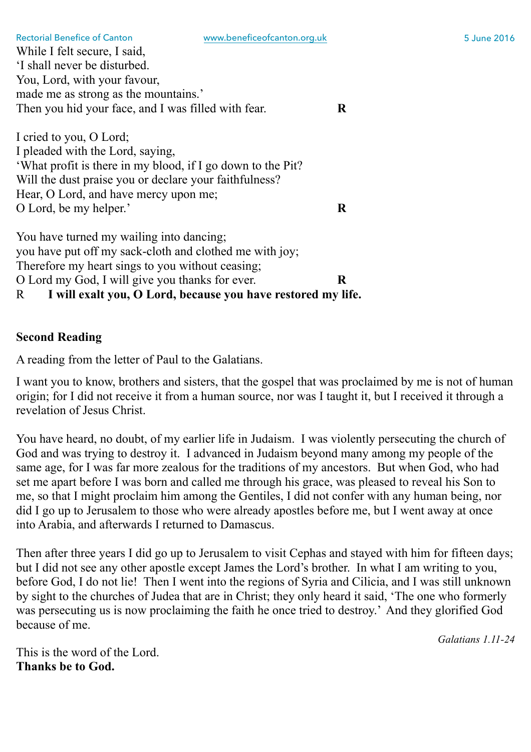While I felt secure, I said,
‘I shall never be disturbed.
You, Lord, with your favour,
made me as strong as the mountains.’
Then you hid your face, and I was filled with fear. **R**

I cried to you, O Lord;
I pleaded with the Lord, saying,
‘What profit is there in my blood, if I go down to the Pit?
Will the dust praise you or declare your faithfulness?
Hear, O Lord, and have mercy upon me;
O Lord, be my helper.’ **R**

You have turned my wailing into dancing;
you have put off my sack-cloth and clothed me with joy;
Therefore my heart sings to you without ceasing;
O Lord my God, I will give you thanks for ever. **R**
R **I will exalt you, O Lord, because you have restored my life.**

**Second Reading**

A reading from the letter of Paul to the Galatians.

I want you to know, brothers and sisters, that the gospel that was proclaimed by me is not of human origin; for I did not receive it from a human source, nor was I taught it, but I received it through a revelation of Jesus Christ.

You have heard, no doubt, of my earlier life in Judaism. I was violently persecuting the church of God and was trying to destroy it. I advanced in Judaism beyond many among my people of the same age, for I was far more zealous for the traditions of my ancestors. But when God, who had set me apart before I was born and called me through his grace, was pleased to reveal his Son to me, so that I might proclaim him among the Gentiles, I did not confer with any human being, nor did I go up to Jerusalem to those who were already apostles before me, but I went away at once into Arabia, and afterwards I returned to Damascus.

Then after three years I did go up to Jerusalem to visit Cephas and stayed with him for fifteen days; but I did not see any other apostle except James the Lord’s brother. In what I am writing to you, before God, I do not lie! Then I went into the regions of Syria and Cilicia, and I was still unknown by sight to the churches of Judea that are in Christ; they only heard it said, ‘The one who formerly was persecuting us is now proclaiming the faith he once tried to destroy.’ And they glorified God because of me.

*Galatians 1.11-24*

This is the word of the Lord.
**Thanks be to God.**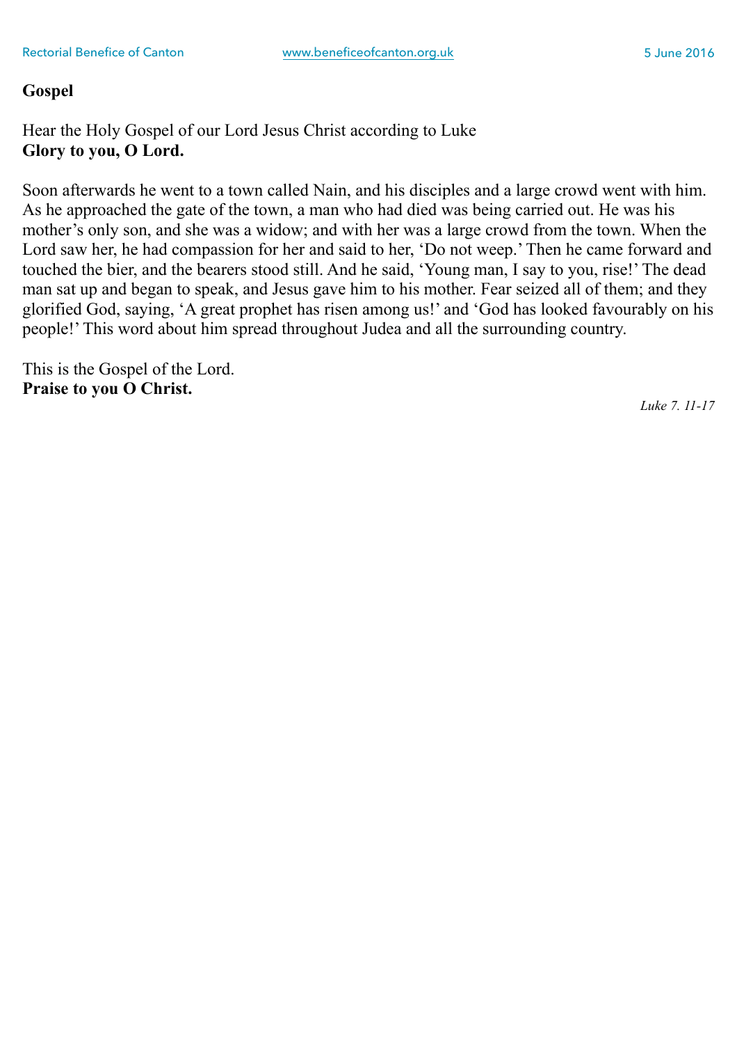**Gospel**

Hear the Holy Gospel of our Lord Jesus Christ according to Luke
**Glory to you, O Lord.**

Soon afterwards he went to a town called Nain, and his disciples and a large crowd went with him. As he approached the gate of the town, a man who had died was being carried out. He was his mother's only son, and she was a widow; and with her was a large crowd from the town. When the Lord saw her, he had compassion for her and said to her, 'Do not weep.' Then he came forward and touched the bier, and the bearers stood still. And he said, 'Young man, I say to you, rise!' The dead man sat up and began to speak, and Jesus gave him to his mother. Fear seized all of them; and they glorified God, saying, 'A great prophet has risen among us!' and 'God has looked favourably on his people!' This word about him spread throughout Judea and all the surrounding country.

This is the Gospel of the Lord.
**Praise to you O Christ.**

*Luke 7. 11-17*